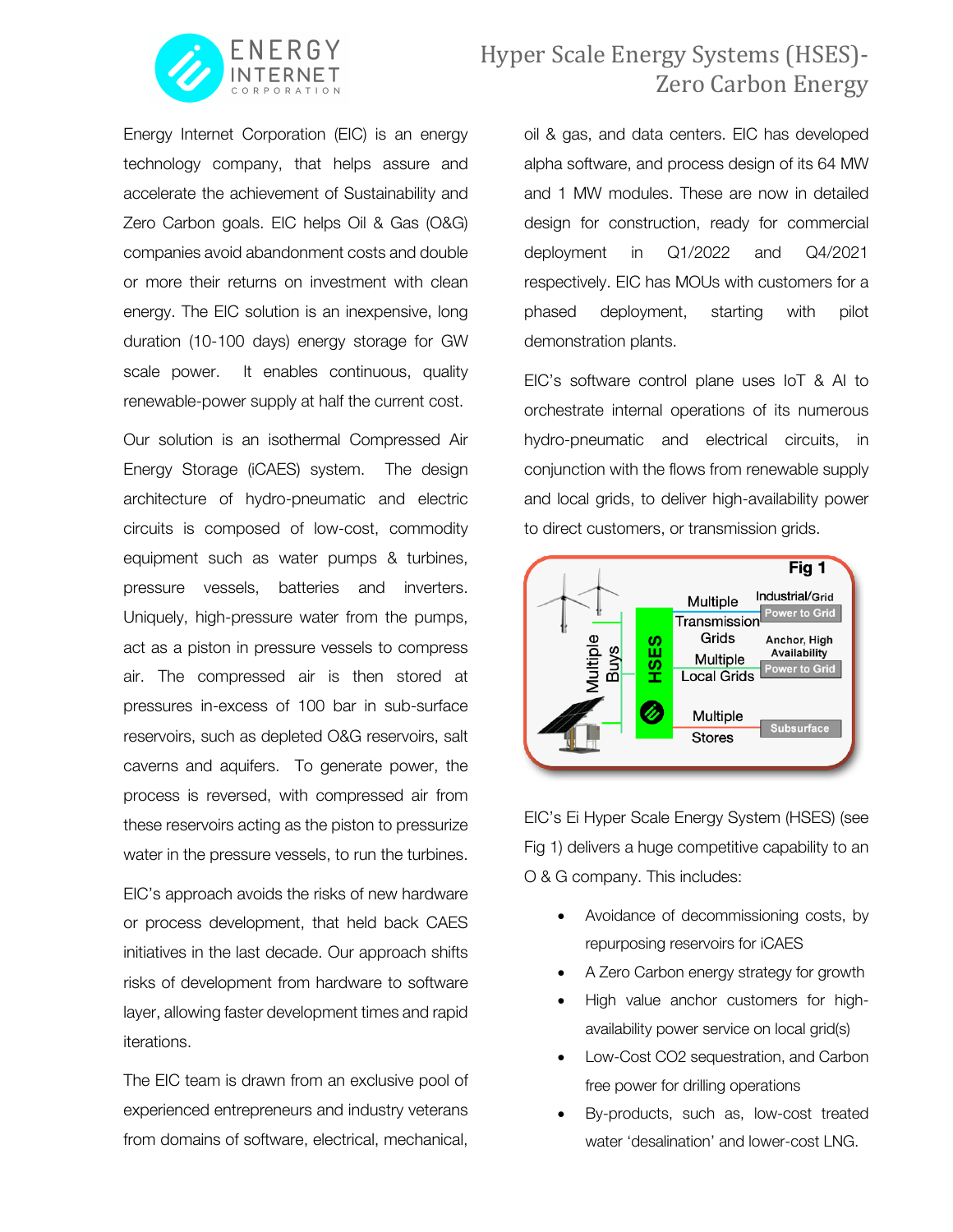# Hyper Scale Energy Systems (HSES)- Zero Carbon Energy

Energy Internet Corporation (EIC) is an energy technology company, that helps assure and accelerate the achievement of Sustainability and Zero Carbon goals. EIC helps Oil & Gas (O&G) companies avoid abandonment costs and double or more their returns on investment with clean energy. The EIC solution is an inexpensive, long duration (10-100 days) energy storage for GW scale power. It enables continuous, quality renewable-power supply at half the current cost.

Our solution is an isothermal Compressed Air Energy Storage (iCAES) system. The design architecture of hydro-pneumatic and electric circuits is composed of low-cost, commodity equipment such as water pumps & turbines, pressure vessels, batteries and inverters. Uniquely, high-pressure water from the pumps, act as a piston in pressure vessels to compress air. The compressed air is then stored at pressures in-excess of 100 bar in sub-surface reservoirs, such as depleted O&G reservoirs, salt caverns and aquifers. To generate power, the process is reversed, with compressed air from these reservoirs acting as the piston to pressurize water in the pressure vessels, to run the turbines.

EIC's approach avoids the risks of new hardware or process development, that held back CAES initiatives in the last decade. Our approach shifts risks of development from hardware to software layer, allowing faster development times and rapid iterations.

The EIC team is drawn from an exclusive pool of experienced entrepreneurs and industry veterans from domains of software, electrical, mechanical, oil & gas, and data centers. EIC has developed alpha software, and process design of its 64 MW and 1 MW modules. These are now in detailed design for construction, ready for commercial deployment in Q1/2022 and Q4/2021 respectively. EIC has MOUs with customers for a phased deployment, starting with pilot demonstration plants.

EIC's software control plane uses IoT & AI to orchestrate internal operations of its numerous hydro-pneumatic and electrical circuits, in conjunction with the flows from renewable supply and local grids, to deliver high-availability power to direct customers, or transmission grids.

Fig 1

EIC's Ei Hyper Scale Energy System (HSES) (see Fig 1) delivers a huge competitive capability to an O & G company. This includes:

- Avoidance of decommissioning costs, by repurposing reservoirs for iCAES
- A Zero Carbon energy strategy for growth
- High value anchor customers for high-availability power service on local grid(s)
- Low-Cost $CO_2$ sequestration, and Carbon free power for drilling operations
- By-products, such as, low-cost treated water 'desalination' and lower-cost LNG.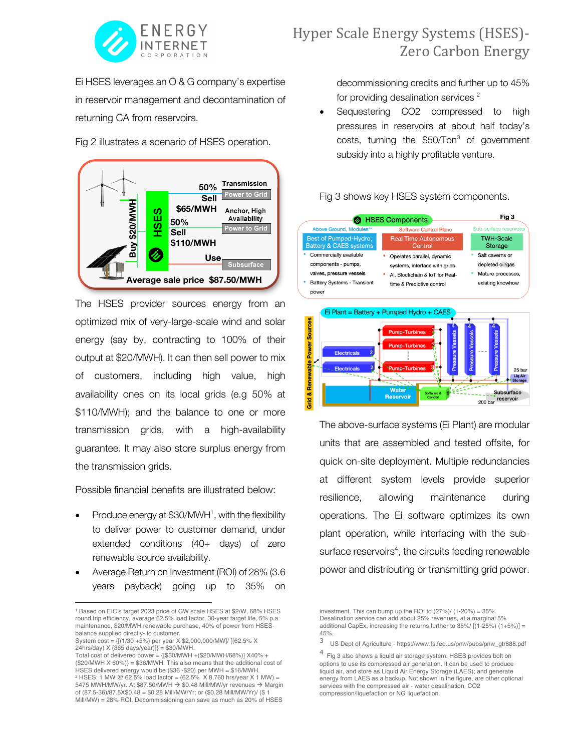# Hyper Scale Energy Systems (HSES)- Zero Carbon Energy

Ei HSES leverages an O & G company's expertise in reservoir management and decontamination of returning CA from reservoirs.

Fig 2 illustrates a scenario of HSES operation.

Transmission
50%
Sell
Power to Grid
$65/MWH
Anchor, High Availability
Buy $20/MWH
HSES
50%
Sell
Power to Grid
$110/MWH
Use
Subsurface
Average sale price $87.50/MWH

The HSES provider sources energy from an optimized mix of very-large-scale wind and solar energy (say by, contracting to 100% of their output at $20/MWH). It can then sell power to mix of customers, including high value, high availability ones on its local grids (e.g 50% at $110/MWH); and the balance to one or more transmission grids, with a high-availability guarantee. It may also store surplus energy from the transmission grids.

Possible financial benefits are illustrated below:

- Produce energy at $30/MWH[1], with the flexibility to deliver power to customer demand, under extended conditions (40+ days) of zero renewable source availability.
- Average Return on Investment (ROI) of 28% (3.6 years payback) going up to 35% on decommissioning credits and further up to 45% for providing desalination services [2]
- Sequestering CO2 compressed to high pressures in reservoirs at about half today's costs, turning the $50/Ton[3] of government subsidy into a highly profitable venture.

Fig 3 shows key HSES system components.

Fig 3

HSES Components

| Above Ground, Modules** | Software Control Plane | Sub-surface reservoirs |
|---|---|---|
| Best of Pumped-Hydro, Battery & CAES systems | Real Time Autonomous Control | TWH-Scale Storage |
| • Commercially available components - pumps, valves, pressure vessels<br>• Battery Systems - Transient power | • Operates parallel, dynamic systems, interface with grids<br>• AI, Blockchain & IoT for Real-time & Predictive control | • Salt caverns or depleted oil/gas<br>• Mature processes, existing knowhow |

Ei Plant = Battery + Pumped Hydro + CAES

Grid & Renewable Power Sources
Electricals 2
Electricals 2
Pump-Turbines
Pump-Turbines
Pump-Turbines 3
Pressure Vessels 4
Pressure Vessels 4
Pressure Vessels 4
25 bar
Liq Air Storage
Water Reservoir
Software & Control 1
Subsurface reservoir
200 bar

The above-surface systems (Ei Plant) are modular units that are assembled and tested offsite, for quick on-site deployment. Multiple redundancies at different system levels provide superior resilience, allowing maintenance during operations. The Ei software optimizes its own plant operation, while interfacing with the sub-surface reservoirs[4], the circuits feeding renewable power and distributing or transmitting grid power.

---

[1] Based on EIC's target 2023 price of GW scale HSES at $2/W, 68% HSES round trip efficiency, average 62.5% load factor, 30-year target life, 5% p.a maintenance, $20/MWH renewable purchase, 40% of power from HSES-balance supplied directly- to customer.
System cost = {[(1/30 +5%) per year X $2,000,000/MW]/ [(62.5% X 24hrs/day) X (365 days/year)]} = $30/MWH.
Total cost of delivered power = {[$30/MWH +($20/MWH/68%)] X40% + ($20/MWH X 60%)} = $36/MWH. This also means that the additional cost of HSES delivered energy would be ($36 -$20) per MWH = $16/MWH.

[2] HSES: 1 MW @ 62.5% load factor = (62.5% X 8,760 hrs/year X 1 MW) = 5475 MWH/MW/yr. At $87.50/MWH → $0.48 Mill/MW/yr revenues → Margin of (87.5-36)/87.5X$0.48 = $0.28 Mill/MW/Yr; or ($0.28 Mill/MW/Yr)/ ($ 1 Mill/MW) = 28% ROI. Decommissioning can save as much as 20% of HSES investment. This can bump up the ROI to (27%)/ (1-20%) = 35%. Desalination service can add about 25% revenues, at a marginal 5% additional CapEx, increasing the returns further to 35%/ [(1-25%) (1+5%)] = 45%.

[3] US Dept of Agriculture - https://www.fs.fed.us/pnw/pubs/pnw_gtr888.pdf

[4] Fig 3 also shows a liquid air storage system. HSES provides bolt on options to use its compressed air generation. It can be used to produce liquid air, and store as Liquid Air Energy Storage (LAES); and generate energy from LAES as a backup. Not shown in the figure, are other optional services with the compressed air - water desalination, CO2 compression/liquefaction or NG liquefaction.